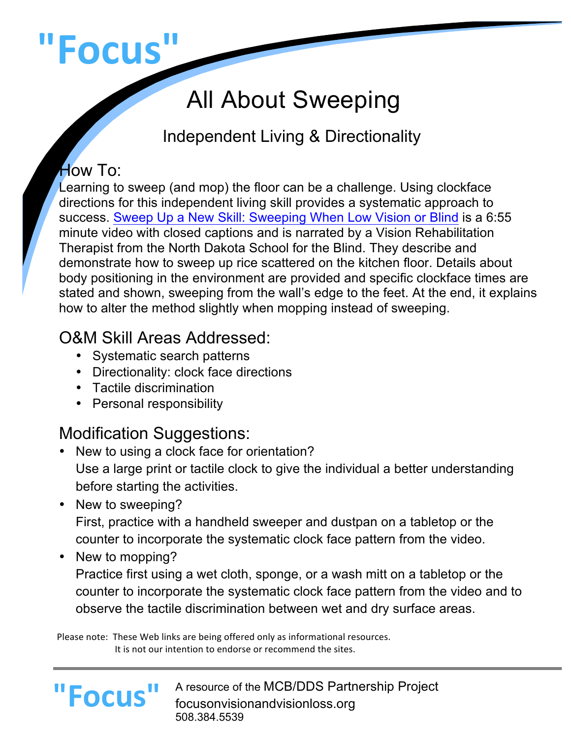# "Focus"

## All About Sweeping

### Independent Living & Directionality

### How To:

Learning to sweep (and mop) the floor can be a challenge. Using clockface directions for this independent living skill provides a systematic approach to success. Sweep Up a New Skill: Sweeping When Low Vision or Blind is a 6:55 minute video with closed captions and is narrated by a Vision Rehabilitation Therapist from the North Dakota School for the Blind. They describe and demonstrate how to sweep up rice scattered on the kitchen floor. Details about body positioning in the environment are provided and specific clockface times are stated and shown, sweeping from the wall's edge to the feet. At the end, it explains how to alter the method slightly when mopping instead of sweeping.

### O&M Skill Areas Addressed:

- Systematic search patterns
- Directionality: clock face directions
- Tactile discrimination
- Personal responsibility

### Modification Suggestions:

- New to using a clock face for orientation?
  Use a large print or tactile clock to give the individual a better understanding before starting the activities.
- New to sweeping?
  First, practice with a handheld sweeper and dustpan on a tabletop or the counter to incorporate the systematic clock face pattern from the video.
- New to mopping?
  Practice first using a wet cloth, sponge, or a wash mitt on a tabletop or the counter to incorporate the systematic clock face pattern from the video and to observe the tactile discrimination between wet and dry surface areas.

Please note: These Web links are being offered only as informational resources. It is not our intention to endorse or recommend the sites.

"Focus" A resource of the MCB/DDS Partnership Project
focusonvisionandvisionloss.org
508.384.5539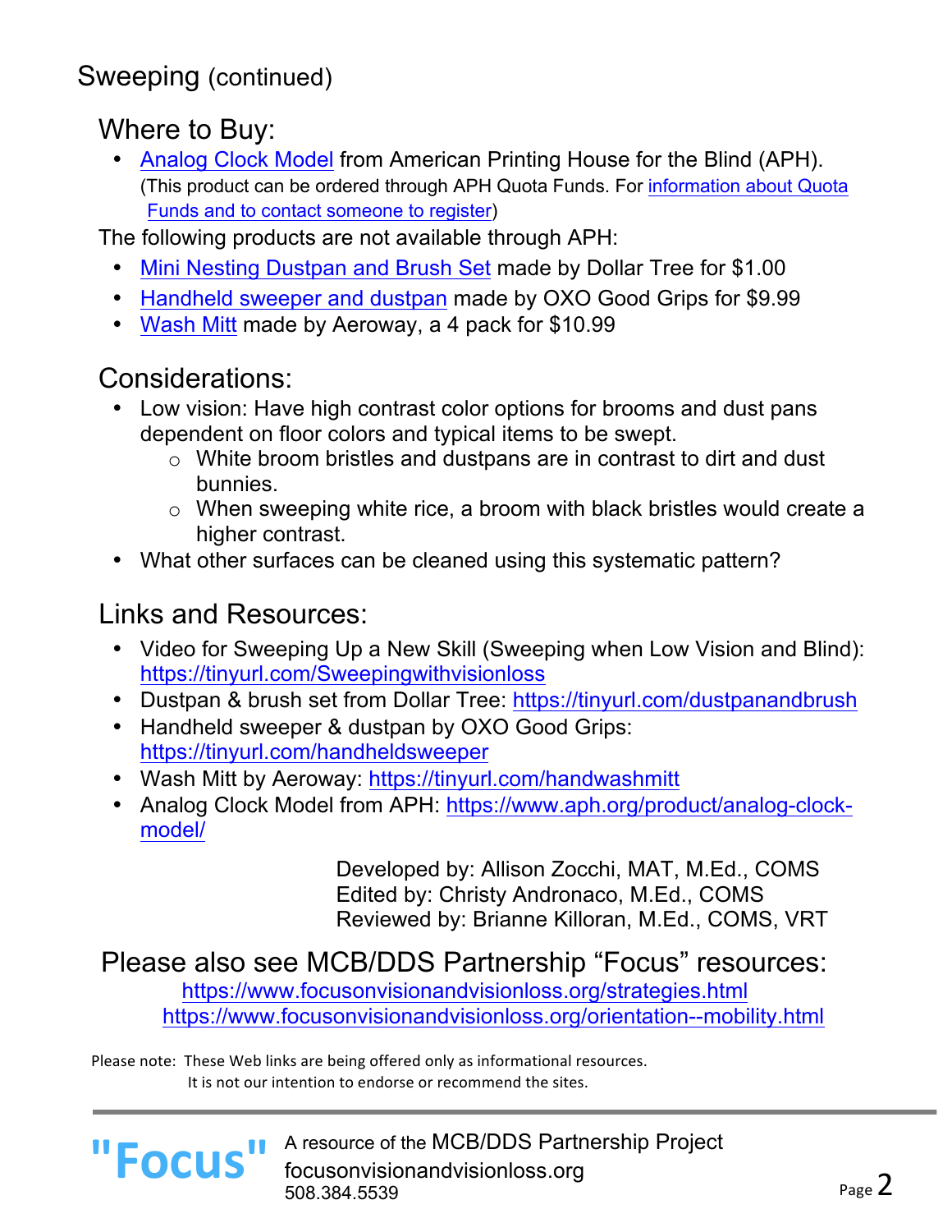## Sweeping (continued)

### Where to Buy:

- Analog Clock Model from American Printing House for the Blind (APH). (This product can be ordered through APH Quota Funds. For information about Quota Funds and to contact someone to register)

The following products are not available through APH:

- Mini Nesting Dustpan and Brush Set made by Dollar Tree for $1.00
- Handheld sweeper and dustpan made by OXO Good Grips for $9.99
- Wash Mitt made by Aeroway, a 4 pack for $10.99

### Considerations:

- Low vision: Have high contrast color options for brooms and dust pans dependent on floor colors and typical items to be swept.
  - White broom bristles and dustpans are in contrast to dirt and dust bunnies.
  - When sweeping white rice, a broom with black bristles would create a higher contrast.
- What other surfaces can be cleaned using this systematic pattern?

### Links and Resources:

- Video for Sweeping Up a New Skill (Sweeping when Low Vision and Blind): https://tinyurl.com/Sweepingwithvisionloss
- Dustpan & brush set from Dollar Tree: https://tinyurl.com/dustpanandbrush
- Handheld sweeper & dustpan by OXO Good Grips: https://tinyurl.com/handheldsweeper
- Wash Mitt by Aeroway: https://tinyurl.com/handwashmitt
- Analog Clock Model from APH: https://www.aph.org/product/analog-clock-model/

Developed by: Allison Zocchi, MAT, M.Ed., COMS
Edited by: Christy Andronaco, M.Ed., COMS
Reviewed by: Brianne Killoran, M.Ed., COMS, VRT

### Please also see MCB/DDS Partnership "Focus" resources:

https://www.focusonvisionandvisionloss.org/strategies.html
https://www.focusonvisionandvisionloss.org/orientation--mobility.html

Please note: These Web links are being offered only as informational resources. It is not our intention to endorse or recommend the sites.

"Focus" A resource of the MCB/DDS Partnership Project
focusonvisionandvisionloss.org
508.384.5539